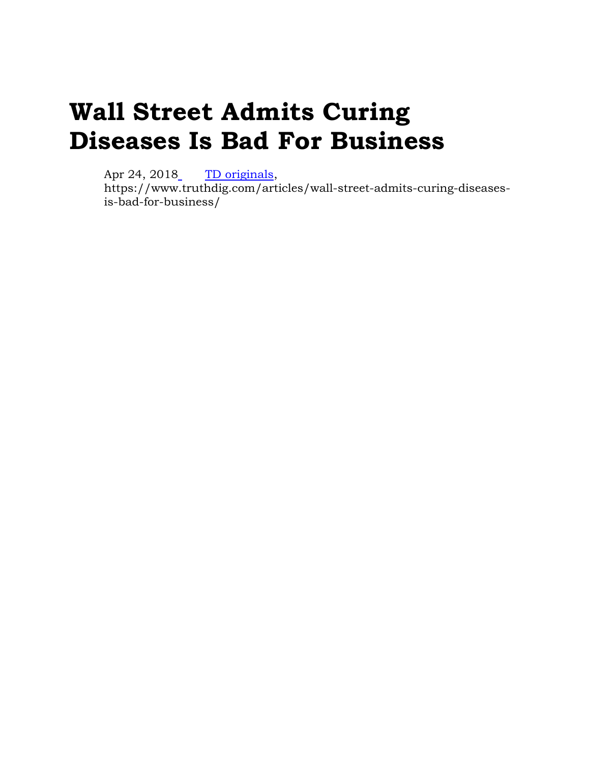# Wall Street Admits Curing Diseases Is Bad For Business

Apr 24, 2018 TD originals, https://www.truthdig.com/articles/wall-street-admits-curing-diseases-is-bad-for-business/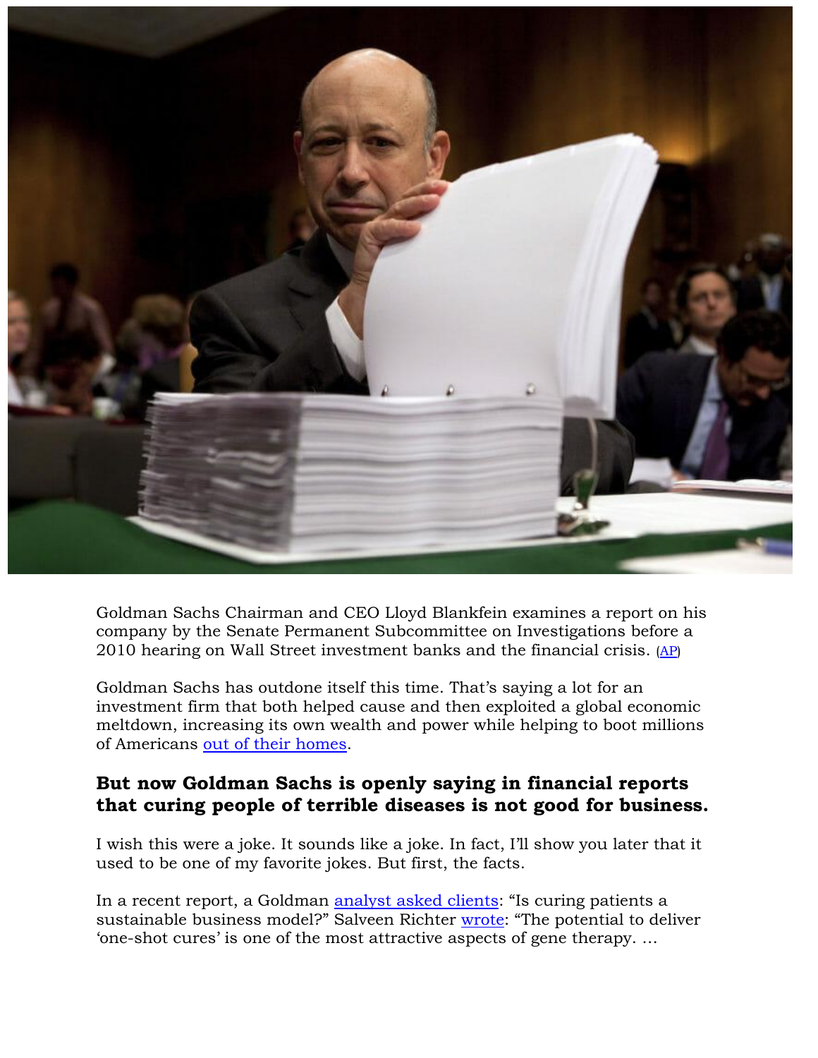Goldman Sachs Chairman and CEO Lloyd Blankfein examines a report on his company by the Senate Permanent Subcommittee on Investigations before a 2010 hearing on Wall Street investment banks and the financial crisis. (AP)

Goldman Sachs has outdone itself this time. That's saying a lot for an investment firm that both helped cause and then exploited a global economic meltdown, increasing its own wealth and power while helping to boot millions of Americans out of their homes.

**But now Goldman Sachs is openly saying in financial reports that curing people of terrible diseases is not good for business.**

I wish this were a joke. It sounds like a joke. In fact, I'll show you later that it used to be one of my favorite jokes. But first, the facts.

In a recent report, a Goldman analyst asked clients: "Is curing patients a sustainable business model?" Salveen Richter wrote: "The potential to deliver 'one-shot cures' is one of the most attractive aspects of gene therapy. …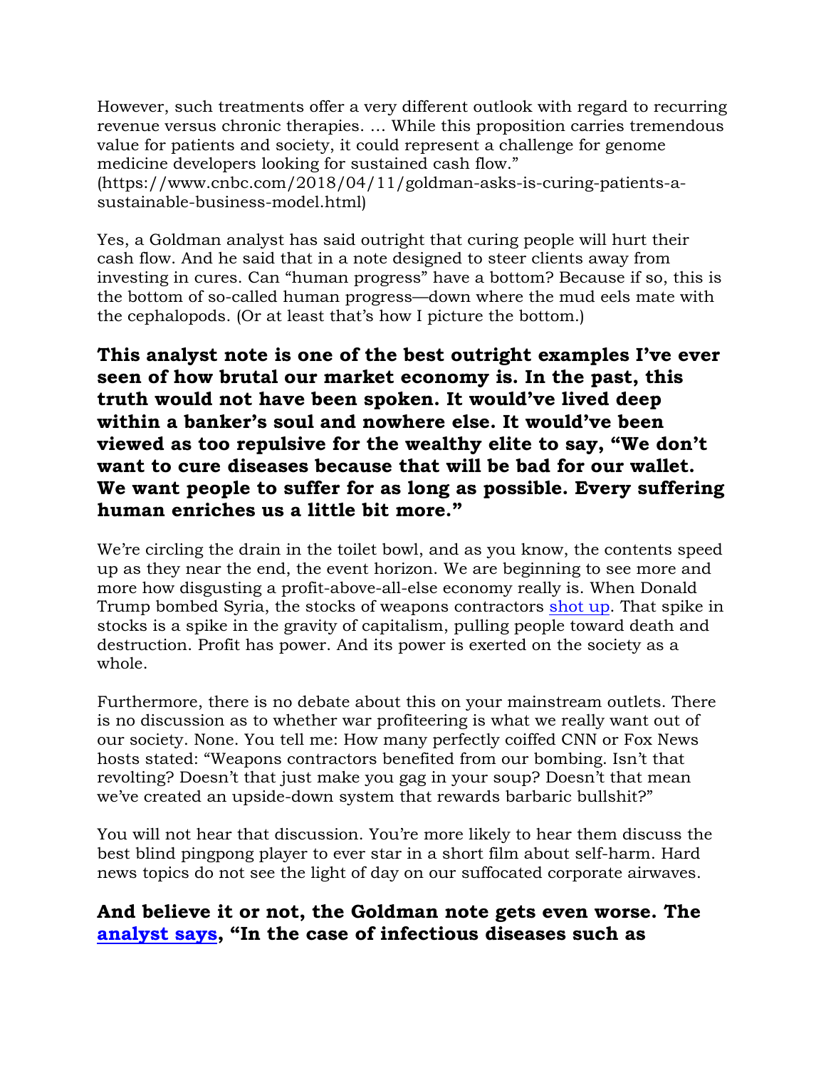However, such treatments offer a very different outlook with regard to recurring revenue versus chronic therapies. … While this proposition carries tremendous value for patients and society, it could represent a challenge for genome medicine developers looking for sustained cash flow.” (https://www.cnbc.com/2018/04/11/goldman-asks-is-curing-patients-a-sustainable-business-model.html)

Yes, a Goldman analyst has said outright that curing people will hurt their cash flow. And he said that in a note designed to steer clients away from investing in cures. Can “human progress” have a bottom? Because if so, this is the bottom of so-called human progress—down where the mud eels mate with the cephalopods. (Or at least that’s how I picture the bottom.)

**This analyst note is one of the best outright examples I’ve ever seen of how brutal our market economy is. In the past, this truth would not have been spoken. It would’ve lived deep within a banker’s soul and nowhere else. It would’ve been viewed as too repulsive for the wealthy elite to say, “We don’t want to cure diseases because that will be bad for our wallet. We want people to suffer for as long as possible. Every suffering human enriches us a little bit more.”**

We’re circling the drain in the toilet bowl, and as you know, the contents speed up as they near the end, the event horizon. We are beginning to see more and more how disgusting a profit-above-all-else economy really is. When Donald Trump bombed Syria, the stocks of weapons contractors shot up. That spike in stocks is a spike in the gravity of capitalism, pulling people toward death and destruction. Profit has power. And its power is exerted on the society as a whole.

Furthermore, there is no debate about this on your mainstream outlets. There is no discussion as to whether war profiteering is what we really want out of our society. None. You tell me: How many perfectly coiffed CNN or Fox News hosts stated: “Weapons contractors benefited from our bombing. Isn’t that revolting? Doesn’t that just make you gag in your soup? Doesn’t that mean we’ve created an upside-down system that rewards barbaric bullshit?”

You will not hear that discussion. You’re more likely to hear them discuss the best blind pingpong player to ever star in a short film about self-harm. Hard news topics do not see the light of day on our suffocated corporate airwaves.

**And believe it or not, the Goldman note gets even worse. The analyst says, “In the case of infectious diseases such as**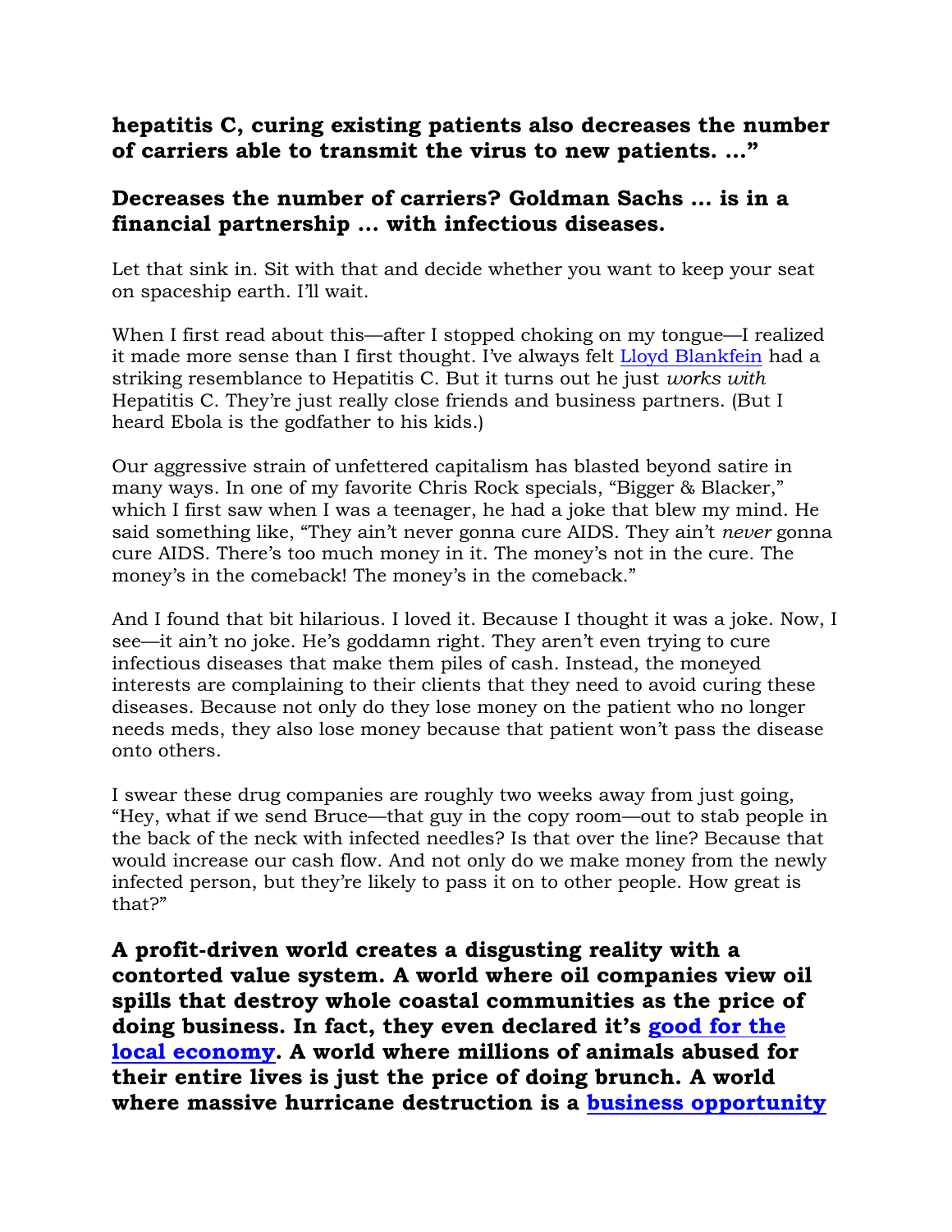**hepatitis C, curing existing patients also decreases the number of carriers able to transmit the virus to new patients. …"**

**Decreases the number of carriers? Goldman Sachs … is in a financial partnership … with infectious diseases.**

Let that sink in. Sit with that and decide whether you want to keep your seat on spaceship earth. I'll wait.

When I first read about this—after I stopped choking on my tongue—I realized it made more sense than I first thought. I've always felt Lloyd Blankfein had a striking resemblance to Hepatitis C. But it turns out he just *works with* Hepatitis C. They're just really close friends and business partners. (But I heard Ebola is the godfather to his kids.)

Our aggressive strain of unfettered capitalism has blasted beyond satire in many ways. In one of my favorite Chris Rock specials, "Bigger & Blacker," which I first saw when I was a teenager, he had a joke that blew my mind. He said something like, "They ain't never gonna cure AIDS. They ain't *never* gonna cure AIDS. There's too much money in it. The money's not in the cure. The money's in the comeback! The money's in the comeback."

And I found that bit hilarious. I loved it. Because I thought it was a joke. Now, I see—it ain't no joke. He's goddamn right. They aren't even trying to cure infectious diseases that make them piles of cash. Instead, the moneyed interests are complaining to their clients that they need to avoid curing these diseases. Because not only do they lose money on the patient who no longer needs meds, they also lose money because that patient won't pass the disease onto others.

I swear these drug companies are roughly two weeks away from just going, "Hey, what if we send Bruce—that guy in the copy room—out to stab people in the back of the neck with infected needles? Is that over the line? Because that would increase our cash flow. And not only do we make money from the newly infected person, but they're likely to pass it on to other people. How great is that?"

**A profit-driven world creates a disgusting reality with a contorted value system. A world where oil companies view oil spills that destroy whole coastal communities as the price of doing business. In fact, they even declared it's good for the local economy. A world where millions of animals abused for their entire lives is just the price of doing brunch. A world where massive hurricane destruction is a business opportunity**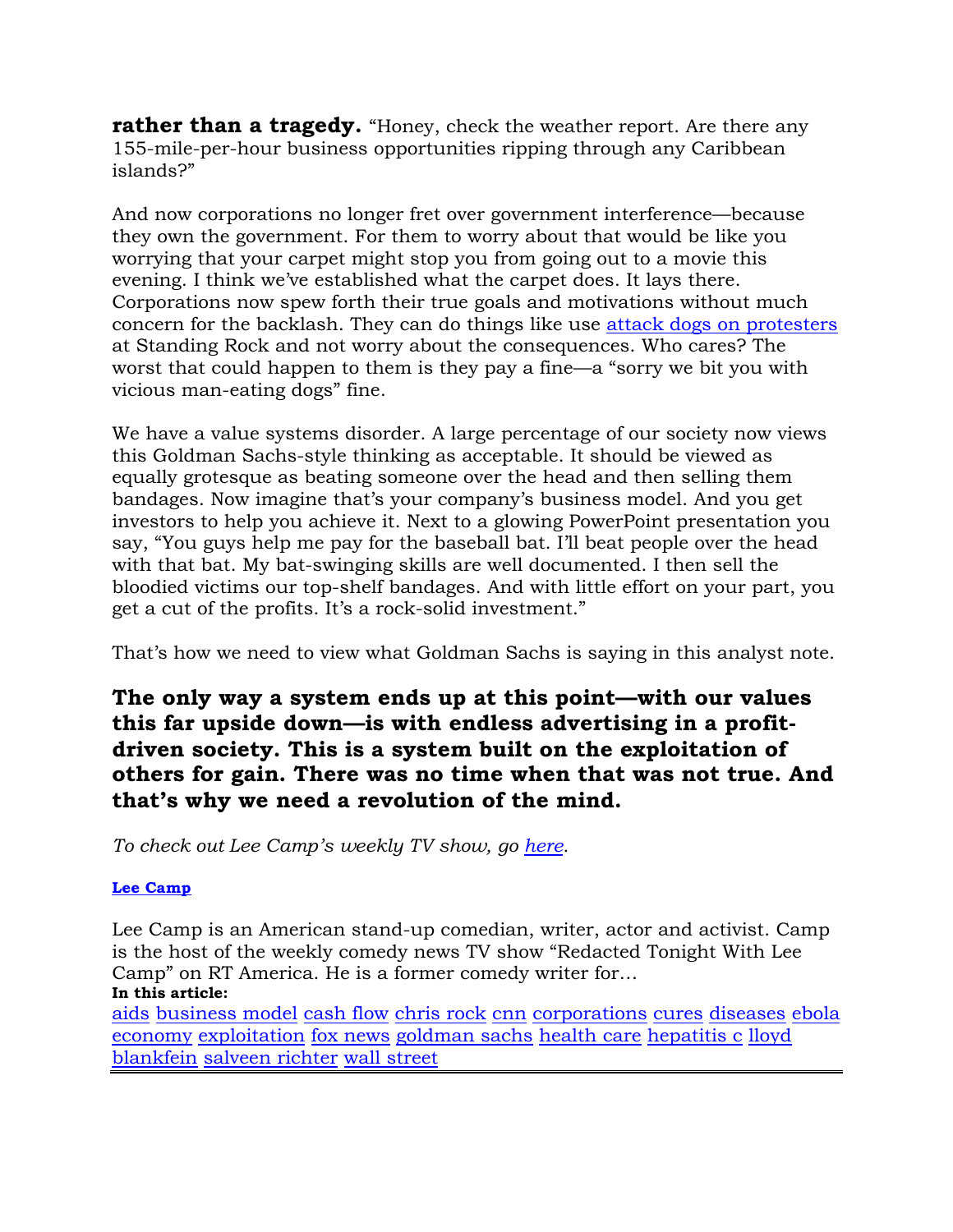**rather than a tragedy.** “Honey, check the weather report. Are there any 155-mile-per-hour business opportunities ripping through any Caribbean islands?”

And now corporations no longer fret over government interference—because they own the government. For them to worry about that would be like you worrying that your carpet might stop you from going out to a movie this evening. I think we’ve established what the carpet does. It lays there. Corporations now spew forth their true goals and motivations without much concern for the backlash. They can do things like use [attack dogs on protesters]() at Standing Rock and not worry about the consequences. Who cares? The worst that could happen to them is they pay a fine—a “sorry we bit you with vicious man-eating dogs” fine.

We have a value systems disorder. A large percentage of our society now views this Goldman Sachs-style thinking as acceptable. It should be viewed as equally grotesque as beating someone over the head and then selling them bandages. Now imagine that’s your company’s business model. And you get investors to help you achieve it. Next to a glowing PowerPoint presentation you say, “You guys help me pay for the baseball bat. I’ll beat people over the head with that bat. My bat-swinging skills are well documented. I then sell the bloodied victims our top-shelf bandages. And with little effort on your part, you get a cut of the profits. It’s a rock-solid investment.”

That’s how we need to view what Goldman Sachs is saying in this analyst note.

### The only way a system ends up at this point—with our values this far upside down—is with endless advertising in a profit-driven society. This is a system built on the exploitation of others for gain. There was no time when that was not true. And that’s why we need a revolution of the mind.

*To check out Lee Camp’s weekly TV show, go [here]().*

**[Lee Camp]()**

Lee Camp is an American stand-up comedian, writer, actor and activist. Camp is the host of the weekly comedy news TV show “Redacted Tonight With Lee Camp” on RT America. He is a former comedy writer for…

**In this article:**

aids business model cash flow chris rock cnn corporations cures diseases ebola economy exploitation fox news goldman sachs health care hepatitis c lloyd blankfein salveen richter wall street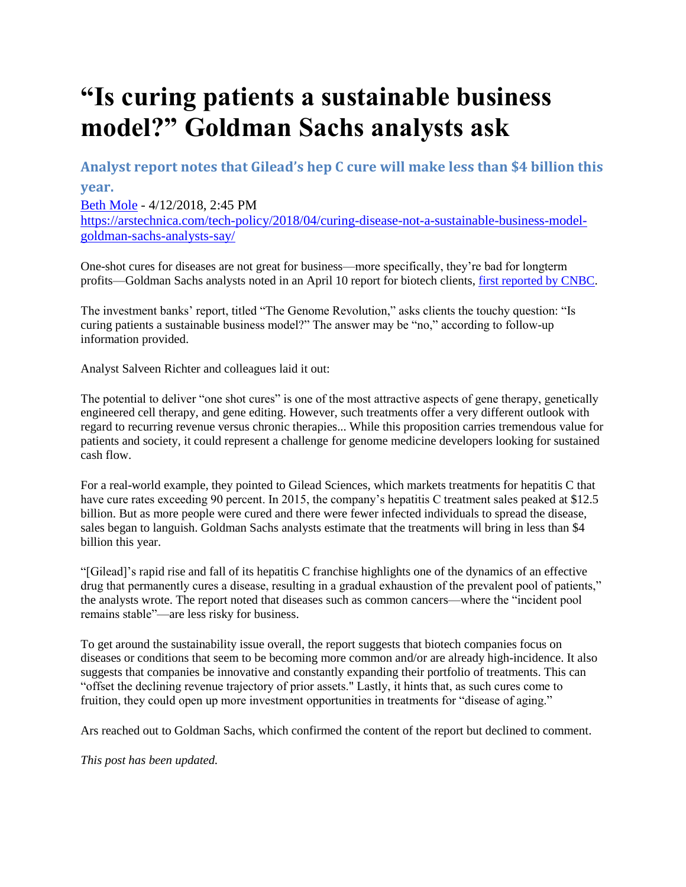# "Is curing patients a sustainable business model?" Goldman Sachs analysts ask

### Analyst report notes that Gilead's hep C cure will make less than $4 billion this year.

[Beth Mole](https://arstechnica.com) - 4/12/2018, 2:45 PM
[https://arstechnica.com/tech-policy/2018/04/curing-disease-not-a-sustainable-business-model-goldman-sachs-analysts-say/](https://arstechnica.com/tech-policy/2018/04/curing-disease-not-a-sustainable-business-model-goldman-sachs-analysts-say/)

One-shot cures for diseases are not great for business—more specifically, they're bad for longterm profits—Goldman Sachs analysts noted in an April 10 report for biotech clients, first reported by CNBC.

The investment banks' report, titled "The Genome Revolution," asks clients the touchy question: "Is curing patients a sustainable business model?" The answer may be "no," according to follow-up information provided.

Analyst Salveen Richter and colleagues laid it out:

The potential to deliver "one shot cures" is one of the most attractive aspects of gene therapy, genetically engineered cell therapy, and gene editing. However, such treatments offer a very different outlook with regard to recurring revenue versus chronic therapies... While this proposition carries tremendous value for patients and society, it could represent a challenge for genome medicine developers looking for sustained cash flow.

For a real-world example, they pointed to Gilead Sciences, which markets treatments for hepatitis C that have cure rates exceeding 90 percent. In 2015, the company's hepatitis C treatment sales peaked at $12.5 billion. But as more people were cured and there were fewer infected individuals to spread the disease, sales began to languish. Goldman Sachs analysts estimate that the treatments will bring in less than $4 billion this year.

"[Gilead]'s rapid rise and fall of its hepatitis C franchise highlights one of the dynamics of an effective drug that permanently cures a disease, resulting in a gradual exhaustion of the prevalent pool of patients," the analysts wrote. The report noted that diseases such as common cancers—where the "incident pool remains stable"—are less risky for business.

To get around the sustainability issue overall, the report suggests that biotech companies focus on diseases or conditions that seem to be becoming more common and/or are already high-incidence. It also suggests that companies be innovative and constantly expanding their portfolio of treatments. This can "offset the declining revenue trajectory of prior assets." Lastly, it hints that, as such cures come to fruition, they could open up more investment opportunities in treatments for "disease of aging."

Ars reached out to Goldman Sachs, which confirmed the content of the report but declined to comment.

*This post has been updated.*